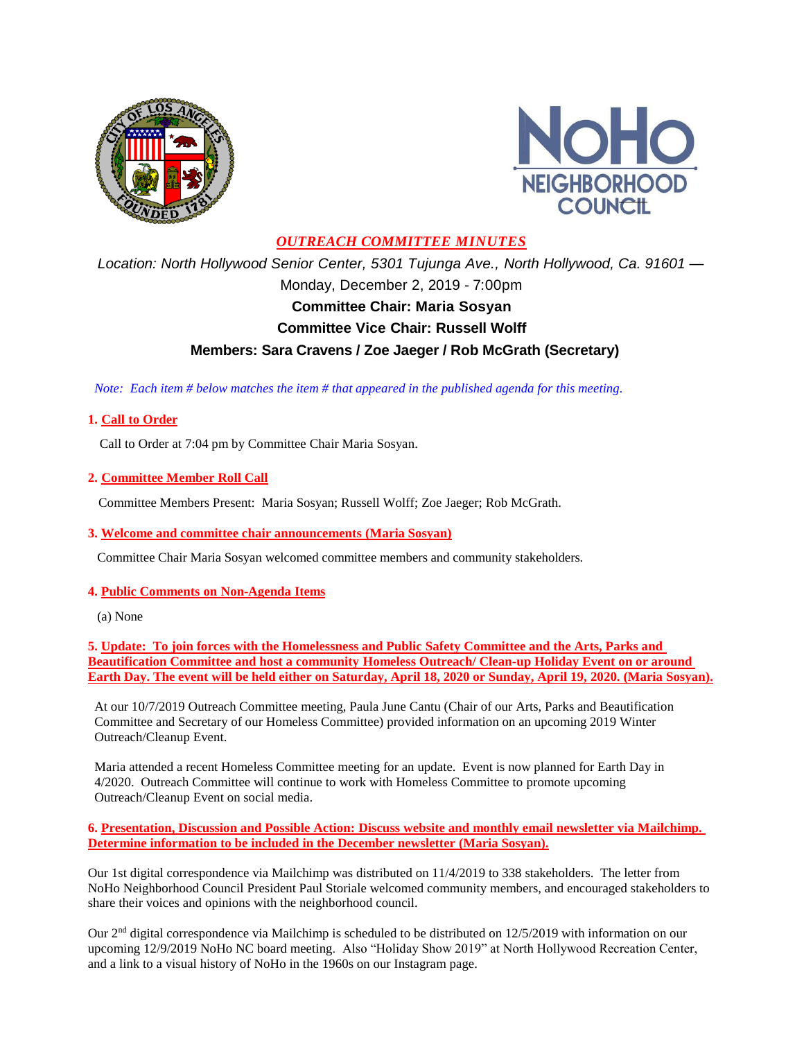# *OUTREACH COMMITTEE MINUTES*

*Location: North Hollywood Senior Center, 5301 Tujunga Ave., North Hollywood, Ca. 91601 —*
Monday, December 2, 2019 - 7:00pm

**Committee Chair: Maria Sosyan**

**Committee Vice Chair: Russell Wolff**

**Members: Sara Cravens / Zoe Jaeger / Rob McGrath (Secretary)**

*Note: Each item # below matches the item # that appeared in the published agenda for this meeting.*

**1. Call to Order**

Call to Order at 7:04 pm by Committee Chair Maria Sosyan.

**2. Committee Member Roll Call**

Committee Members Present: Maria Sosyan; Russell Wolff; Zoe Jaeger; Rob McGrath.

**3. Welcome and committee chair announcements (Maria Sosyan)**

Committee Chair Maria Sosyan welcomed committee members and community stakeholders.

**4. Public Comments on Non-Agenda Items**

(a) None

**5. Update: To join forces with the Homelessness and Public Safety Committee and the Arts, Parks and Beautification Committee and host a community Homeless Outreach/ Clean-up Holiday Event on or around Earth Day. The event will be held either on Saturday, April 18, 2020 or Sunday, April 19, 2020. (Maria Sosyan).**

At our 10/7/2019 Outreach Committee meeting, Paula June Cantu (Chair of our Arts, Parks and Beautification Committee and Secretary of our Homeless Committee) provided information on an upcoming 2019 Winter Outreach/Cleanup Event.

Maria attended a recent Homeless Committee meeting for an update. Event is now planned for Earth Day in 4/2020. Outreach Committee will continue to work with Homeless Committee to promote upcoming Outreach/Cleanup Event on social media.

**6. Presentation, Discussion and Possible Action: Discuss website and monthly email newsletter via Mailchimp. Determine information to be included in the December newsletter (Maria Sosyan).**

Our 1st digital correspondence via Mailchimp was distributed on 11/4/2019 to 338 stakeholders. The letter from NoHo Neighborhood Council President Paul Storiale welcomed community members, and encouraged stakeholders to share their voices and opinions with the neighborhood council.

Our 2nd digital correspondence via Mailchimp is scheduled to be distributed on 12/5/2019 with information on our upcoming 12/9/2019 NoHo NC board meeting. Also "Holiday Show 2019" at North Hollywood Recreation Center, and a link to a visual history of NoHo in the 1960s on our Instagram page.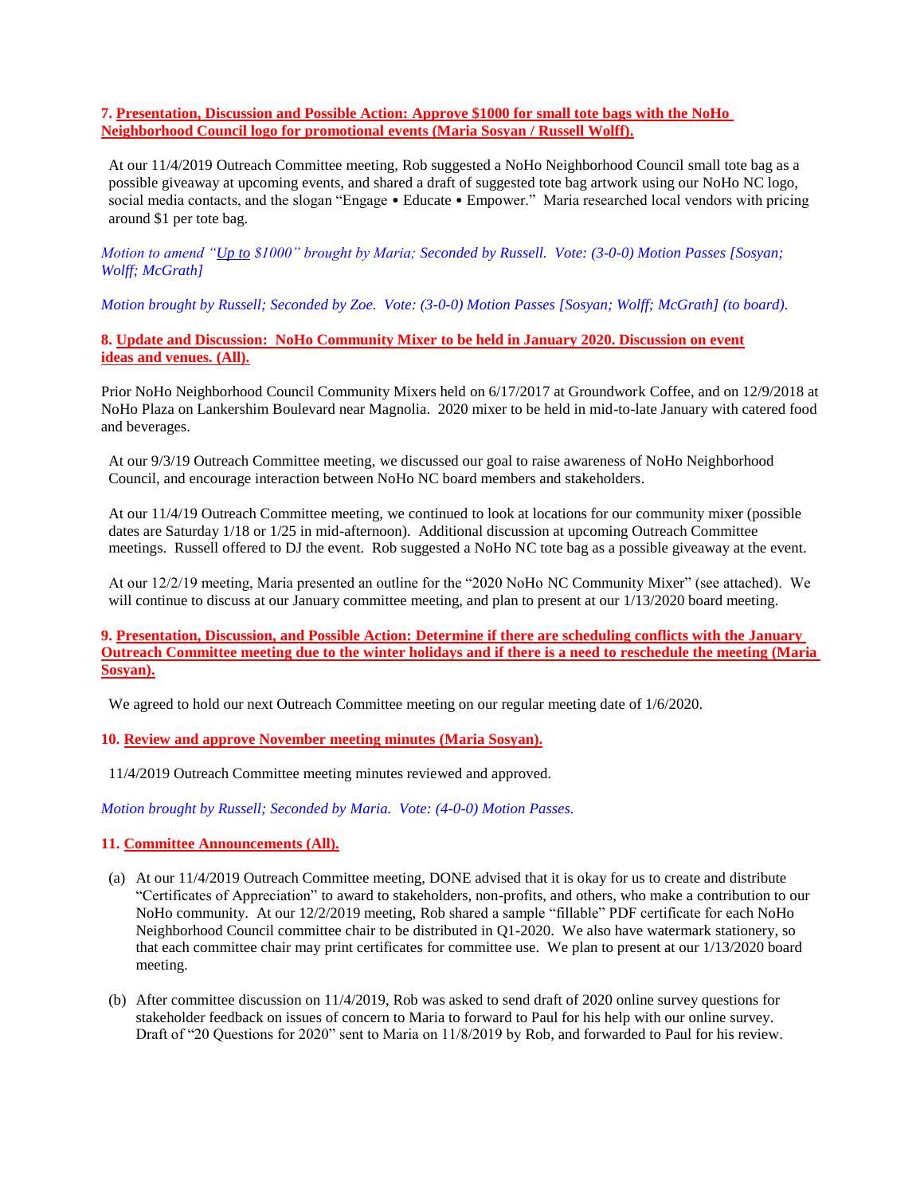**7. Presentation, Discussion and Possible Action: Approve $1000 for small tote bags with the NoHo Neighborhood Council logo for promotional events (Maria Sosyan / Russell Wolff).**

At our 11/4/2019 Outreach Committee meeting, Rob suggested a NoHo Neighborhood Council small tote bag as a possible giveaway at upcoming events, and shared a draft of suggested tote bag artwork using our NoHo NC logo, social media contacts, and the slogan "Engage • Educate • Empower." Maria researched local vendors with pricing around $1 per tote bag.

*Motion to amend "Up to $1000" brought by Maria; Seconded by Russell. Vote: (3-0-0) Motion Passes [Sosyan; Wolff; McGrath]*

*Motion brought by Russell; Seconded by Zoe. Vote: (3-0-0) Motion Passes [Sosyan; Wolff; McGrath] (to board).*

**8. Update and Discussion: NoHo Community Mixer to be held in January 2020. Discussion on event ideas and venues. (All).**

Prior NoHo Neighborhood Council Community Mixers held on 6/17/2017 at Groundwork Coffee, and on 12/9/2018 at NoHo Plaza on Lankershim Boulevard near Magnolia. 2020 mixer to be held in mid-to-late January with catered food and beverages.

At our 9/3/19 Outreach Committee meeting, we discussed our goal to raise awareness of NoHo Neighborhood Council, and encourage interaction between NoHo NC board members and stakeholders.

At our 11/4/19 Outreach Committee meeting, we continued to look at locations for our community mixer (possible dates are Saturday 1/18 or 1/25 in mid-afternoon). Additional discussion at upcoming Outreach Committee meetings. Russell offered to DJ the event. Rob suggested a NoHo NC tote bag as a possible giveaway at the event.

At our 12/2/19 meeting, Maria presented an outline for the "2020 NoHo NC Community Mixer" (see attached). We will continue to discuss at our January committee meeting, and plan to present at our 1/13/2020 board meeting.

**9. Presentation, Discussion, and Possible Action: Determine if there are scheduling conflicts with the January Outreach Committee meeting due to the winter holidays and if there is a need to reschedule the meeting (Maria Sosyan).**

We agreed to hold our next Outreach Committee meeting on our regular meeting date of 1/6/2020.

**10. Review and approve November meeting minutes (Maria Sosyan).**

11/4/2019 Outreach Committee meeting minutes reviewed and approved.

*Motion brought by Russell; Seconded by Maria. Vote: (4-0-0) Motion Passes.*

**11. Committee Announcements (All).**

(a) At our 11/4/2019 Outreach Committee meeting, DONE advised that it is okay for us to create and distribute "Certificates of Appreciation" to award to stakeholders, non-profits, and others, who make a contribution to our NoHo community. At our 12/2/2019 meeting, Rob shared a sample "fillable" PDF certificate for each NoHo Neighborhood Council committee chair to be distributed in Q1-2020. We also have watermark stationery, so that each committee chair may print certificates for committee use. We plan to present at our 1/13/2020 board meeting.

(b) After committee discussion on 11/4/2019, Rob was asked to send draft of 2020 online survey questions for stakeholder feedback on issues of concern to Maria to forward to Paul for his help with our online survey. Draft of "20 Questions for 2020" sent to Maria on 11/8/2019 by Rob, and forwarded to Paul for his review.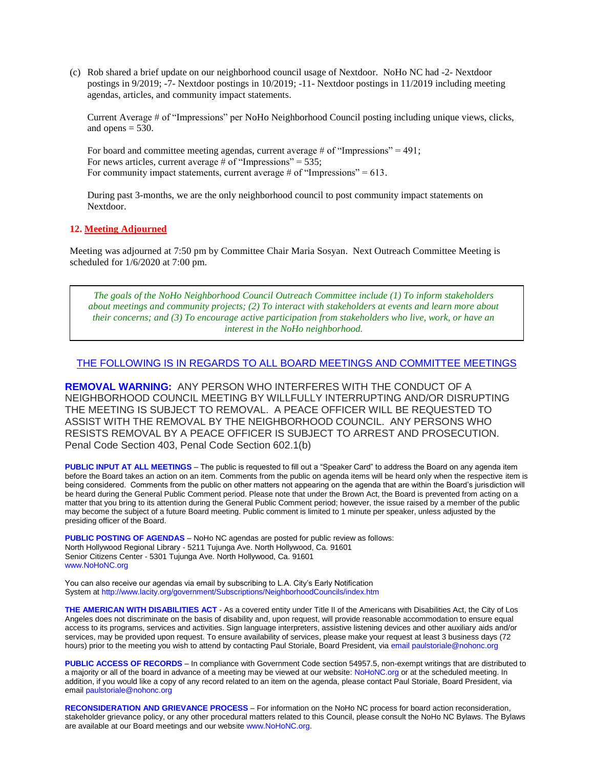(c) Rob shared a brief update on our neighborhood council usage of Nextdoor. NoHo NC had -2- Nextdoor postings in 9/2019; -7- Nextdoor postings in 10/2019; -11- Nextdoor postings in 11/2019 including meeting agendas, articles, and community impact statements.

Current Average # of "Impressions" per NoHo Neighborhood Council posting including unique views, clicks, and opens = 530.

For board and committee meeting agendas, current average # of "Impressions" = 491;
For news articles, current average # of "Impressions" = 535;
For community impact statements, current average # of "Impressions" = 613.

During past 3-months, we are the only neighborhood council to post community impact statements on Nextdoor.

**12. Meeting Adjourned**

Meeting was adjourned at 7:50 pm by Committee Chair Maria Sosyan. Next Outreach Committee Meeting is scheduled for 1/6/2020 at 7:00 pm.

*The goals of the NoHo Neighborhood Council Outreach Committee include (1) To inform stakeholders about meetings and community projects; (2) To interact with stakeholders at events and learn more about their concerns; and (3) To encourage active participation from stakeholders who live, work, or have an interest in the NoHo neighborhood.*

THE FOLLOWING IS IN REGARDS TO ALL BOARD MEETINGS AND COMMITTEE MEETINGS

**REMOVAL WARNING:** ANY PERSON WHO INTERFERES WITH THE CONDUCT OF A NEIGHBORHOOD COUNCIL MEETING BY WILLFULLY INTERRUPTING AND/OR DISRUPTING THE MEETING IS SUBJECT TO REMOVAL. A PEACE OFFICER WILL BE REQUESTED TO ASSIST WITH THE REMOVAL BY THE NEIGHBORHOOD COUNCIL. ANY PERSONS WHO RESISTS REMOVAL BY A PEACE OFFICER IS SUBJECT TO ARREST AND PROSECUTION. Penal Code Section 403, Penal Code Section 602.1(b)

**PUBLIC INPUT AT ALL MEETINGS** – The public is requested to fill out a "Speaker Card" to address the Board on any agenda item before the Board takes an action on an item. Comments from the public on agenda items will be heard only when the respective item is being considered. Comments from the public on other matters not appearing on the agenda that are within the Board's jurisdiction will be heard during the General Public Comment period. Please note that under the Brown Act, the Board is prevented from acting on a matter that you bring to its attention during the General Public Comment period; however, the issue raised by a member of the public may become the subject of a future Board meeting. Public comment is limited to 1 minute per speaker, unless adjusted by the presiding officer of the Board.

**PUBLIC POSTING OF AGENDAS** – NoHo NC agendas are posted for public review as follows:
North Hollywood Regional Library - 5211 Tujunga Ave. North Hollywood, Ca. 91601
Senior Citizens Center - 5301 Tujunga Ave. North Hollywood, Ca. 91601
www.NoHoNC.org

You can also receive our agendas via email by subscribing to L.A. City's Early Notification System at http://www.lacity.org/government/Subscriptions/NeighborhoodCouncils/index.htm

**THE AMERICAN WITH DISABILITIES ACT** - As a covered entity under Title II of the Americans with Disabilities Act, the City of Los Angeles does not discriminate on the basis of disability and, upon request, will provide reasonable accommodation to ensure equal access to its programs, services and activities. Sign language interpreters, assistive listening devices and other auxiliary aids and/or services, may be provided upon request. To ensure availability of services, please make your request at least 3 business days (72 hours) prior to the meeting you wish to attend by contacting Paul Storiale, Board President, via email paulstoriale@nohonc.org

**PUBLIC ACCESS OF RECORDS** – In compliance with Government Code section 54957.5, non-exempt writings that are distributed to a majority or all of the board in advance of a meeting may be viewed at our website: NoHoNC.org or at the scheduled meeting. In addition, if you would like a copy of any record related to an item on the agenda, please contact Paul Storiale, Board President, via email paulstoriale@nohonc.org

**RECONSIDERATION AND GRIEVANCE PROCESS** – For information on the NoHo NC process for board action reconsideration, stakeholder grievance policy, or any other procedural matters related to this Council, please consult the NoHo NC Bylaws. The Bylaws are available at our Board meetings and our website www.NoHoNC.org.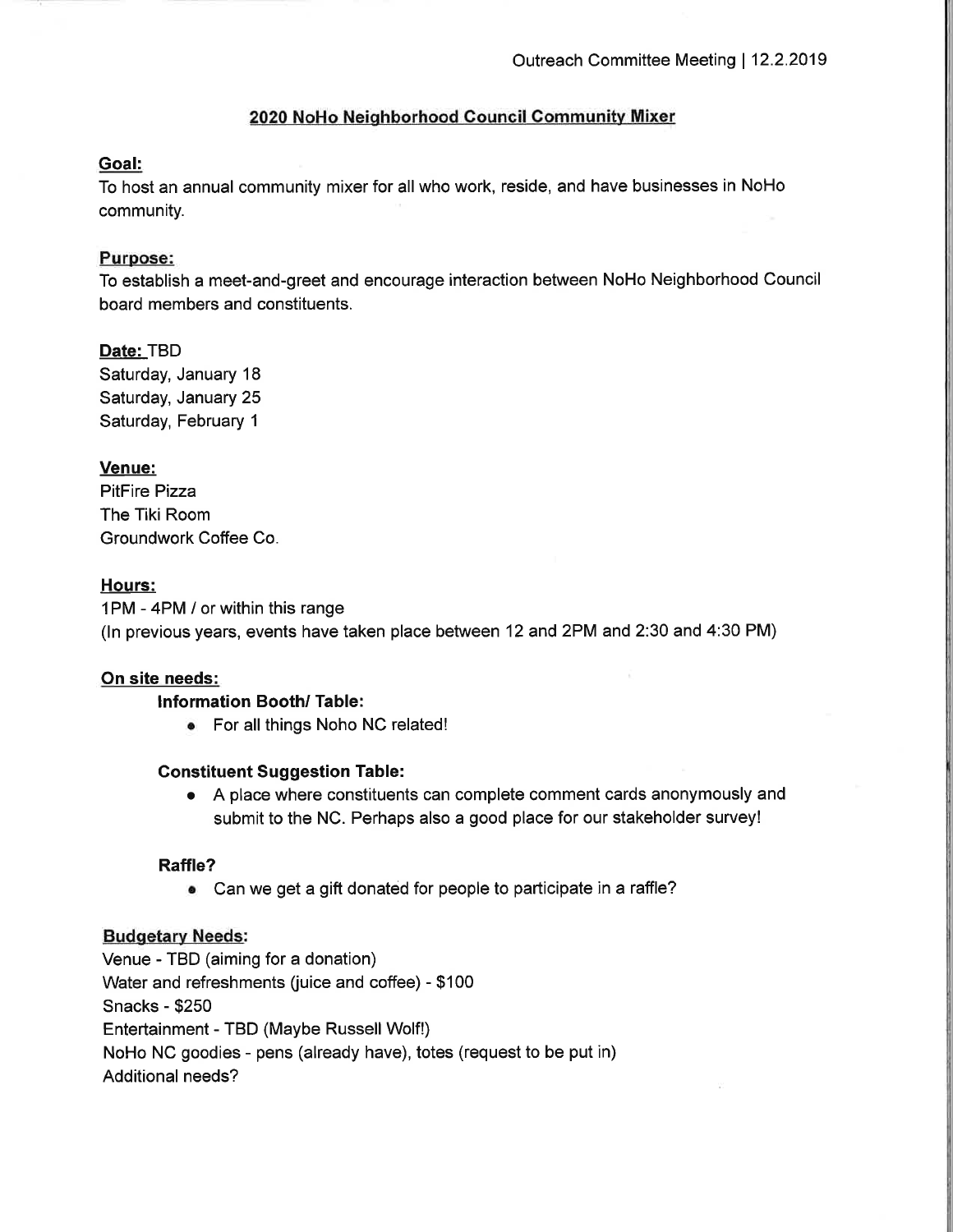Outreach Committee Meeting | 12.2.2019

# 2020 NoHo Neighborhood Council Community Mixer

**Goal:**
To host an annual community mixer for all who work, reside, and have businesses in NoHo community.

**Purpose:**
To establish a meet-and-greet and encourage interaction between NoHo Neighborhood Council board members and constituents.

**Date:** TBD
Saturday, January 18
Saturday, January 25
Saturday, February 1

**Venue:**
PitFire Pizza
The Tiki Room
Groundwork Coffee Co.

**Hours:**
1PM - 4PM / or within this range
(In previous years, events have taken place between 12 and 2PM and 2:30 and 4:30 PM)

**On site needs:**

**Information Booth/ Table:**

- For all things Noho NC related!

**Constituent Suggestion Table:**

- A place where constituents can complete comment cards anonymously and submit to the NC. Perhaps also a good place for our stakeholder survey!

**Raffle?**

- Can we get a gift donated for people to participate in a raffle?

**Budgetary Needs:**
Venue - TBD (aiming for a donation)
Water and refreshments (juice and coffee) - $100
Snacks - $250
Entertainment - TBD (Maybe Russell Wolf!)
NoHo NC goodies - pens (already have), totes (request to be put in)
Additional needs?